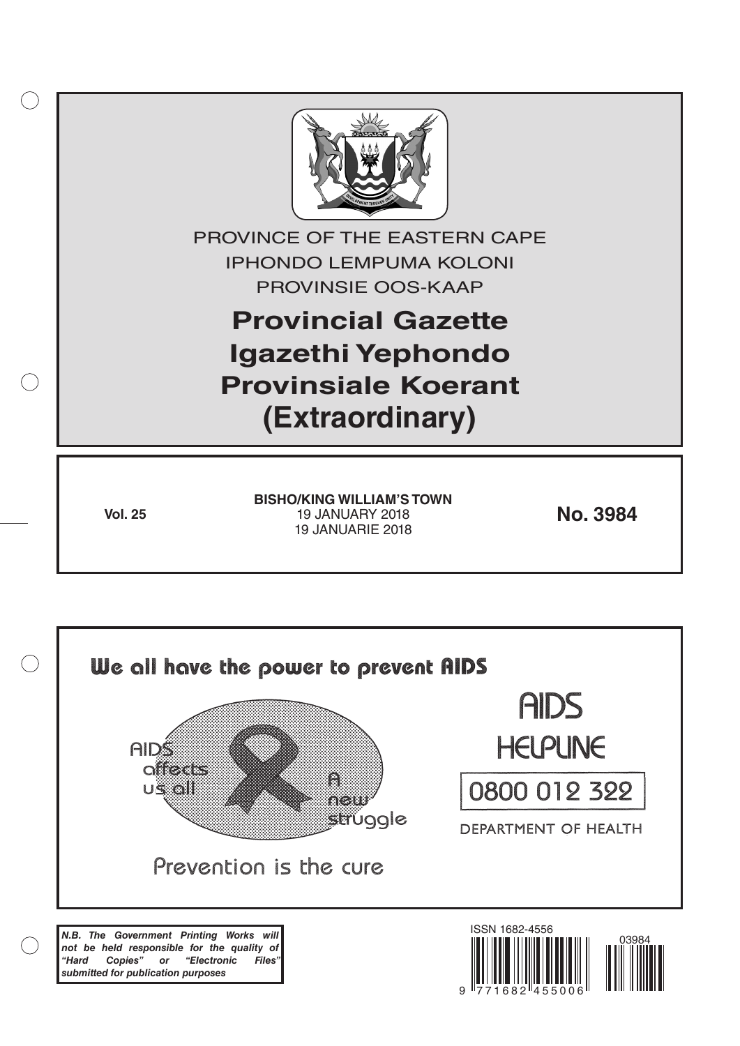PROVINCE OF THE EASTERN CAPE

IPHONDO LEMPUMA KOLONI

PROVINSIE OOS-KAAP

# Provincial Gazette
# Igazethi Yephondo
# Provinsiale Koerant
# (Extraordinary)

**Vol. 25**

**BISHO/KING WILLIAM'S TOWN**
19 JANUARY 2018
19 JANUARIE 2018

**No. 3984**

We all have the power to prevent AIDS

AIDS affects us all

A new struggle

Prevention is the cure

AIDS HELPLINE

0800 012 322

DEPARTMENT OF HEALTH

***N.B. The Government Printing Works will not be held responsible for the quality of "Hard Copies" or "Electronic Files" submitted for publication purposes***

ISSN 1682-4556

03984

9 771682 455006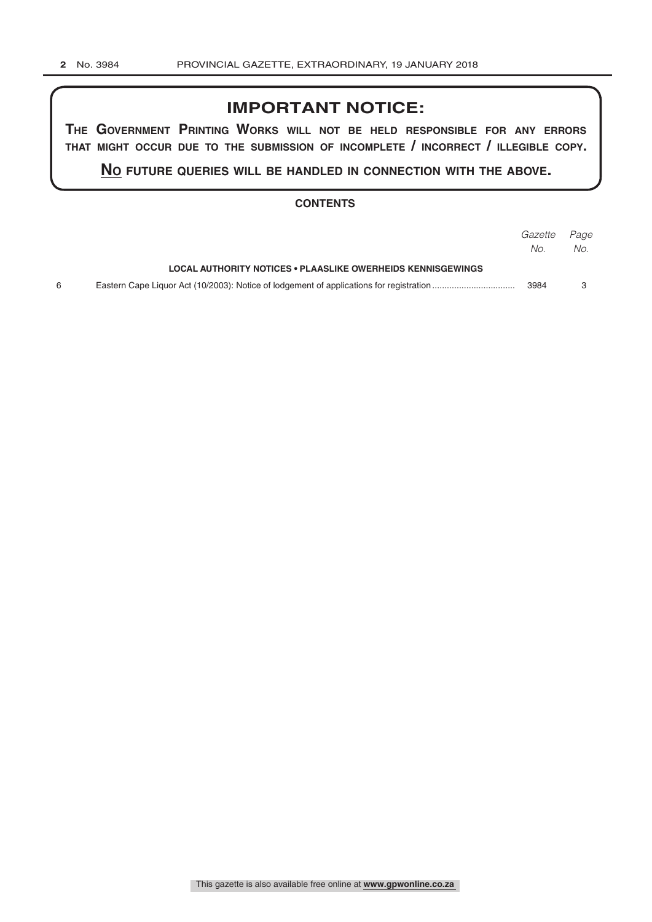## IMPORTANT NOTICE:

**THE GOVERNMENT PRINTING WORKS WILL NOT BE HELD RESPONSIBLE FOR ANY ERRORS THAT MIGHT OCCUR DUE TO THE SUBMISSION OF INCOMPLETE / INCORRECT / ILLEGIBLE COPY.**

**NO FUTURE QUERIES WILL BE HANDLED IN CONNECTION WITH THE ABOVE.**

### CONTENTS

| | | *Gazette No.* | *Page No.* |
|---|---|---|---|
| | **LOCAL AUTHORITY NOTICES • PLAASLIKE OWERHEIDS KENNISGEWINGS** | | |
| 6 | Eastern Cape Liquor Act (10/2003): Notice of lodgement of applications for registration | 3984 | 3 |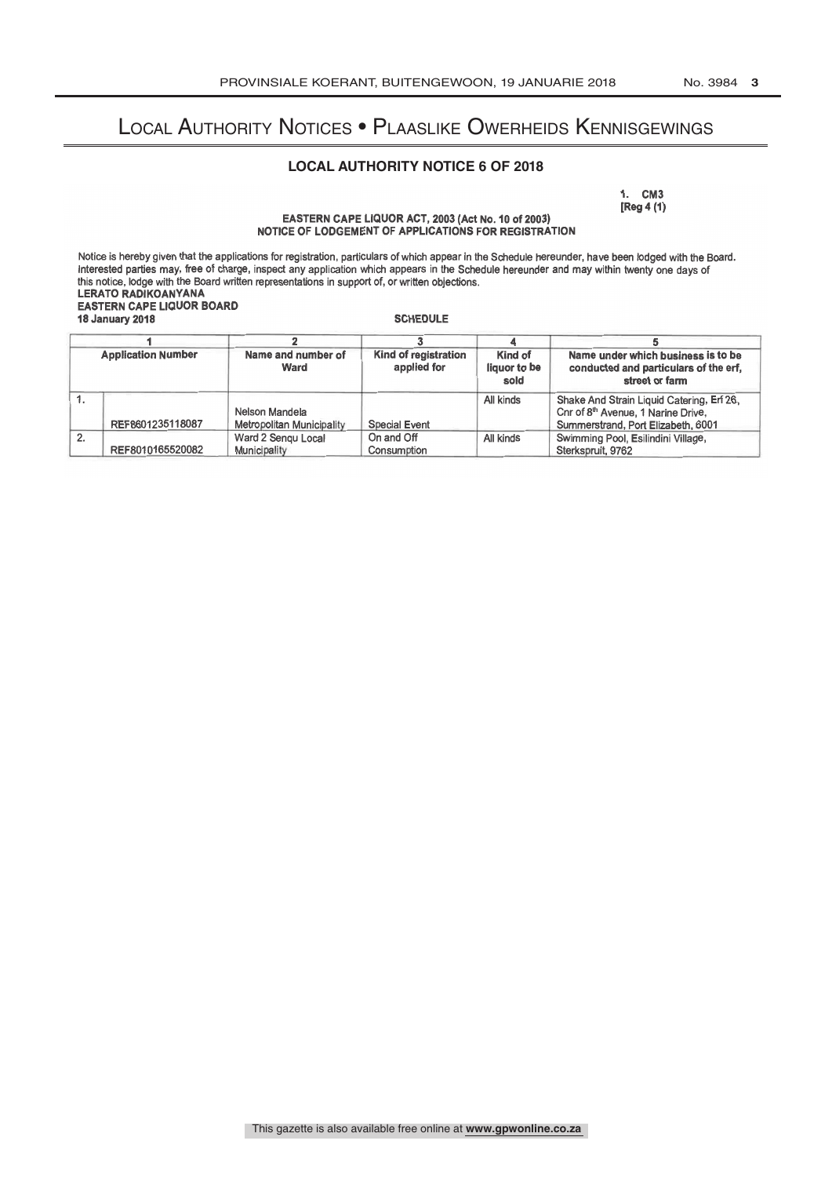# Local Authority Notices • Plaaslike Owerheids Kennisgewings

## LOCAL AUTHORITY NOTICE 6 OF 2018

1. CM3
[Reg 4 (1)

**EASTERN CAPE LIQUOR ACT, 2003 (Act No. 10 of 2003)**
**NOTICE OF LODGEMENT OF APPLICATIONS FOR REGISTRATION**

Notice is hereby given that the applications for registration, particulars of which appear in the Schedule hereunder, have been lodged with the Board. Interested parties may, free of charge, inspect any application which appears in the Schedule hereunder and may within twenty one days of this notice, lodge with the Board written representations in support of, or written objections.

**LERATO RADIKOANYANA**
**EASTERN CAPE LIQUOR BOARD**
**18 January 2018**

**SCHEDULE**

| | 1 | 2 | 3 | 4 | 5 |
|---|---|---|---|---|---|
| | Application Number | Name and number of Ward | Kind of registration applied for | Kind of liquor to be sold | Name under which business is to be conducted and particulars of the erf, street or farm |
| 1. | REF8601235118087 | Nelson Mandela Metropolitan Municipality | Special Event | All kinds | Shake And Strain Liquid Catering, Erf 26, Cnr of 8th Avenue, 1 Narine Drive, Summerstrand, Port Elizabeth, 6001 |
| 2. | REF8010165520082 | Ward 2 Senqu Local Municipality | On and Off Consumption | All kinds | Swimming Pool, Esilindini Village, Sterkspruit, 9762 |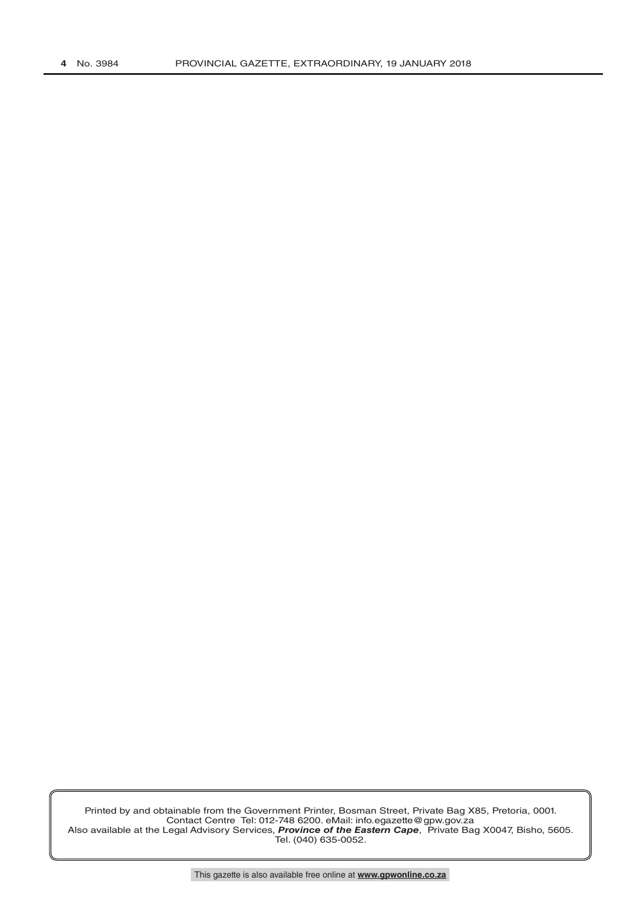Printed by and obtainable from the Government Printer, Bosman Street, Private Bag X85, Pretoria, 0001.
Contact Centre Tel: 012-748 6200. eMail: info.egazette@gpw.gov.za
Also available at the Legal Advisory Services, ***Province of the Eastern Cape***, Private Bag X0047, Bisho, 5605.
Tel. (040) 635-0052.

This gazette is also available free online at **www.gpwonline.co.za**